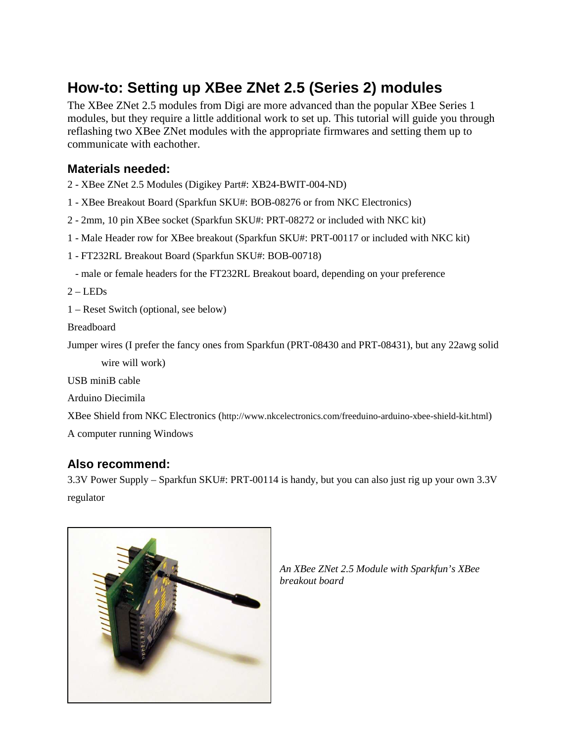# How-to: Setting up XBee ZNet 2.5 (Series 2) modules

The XBee ZNet 2.5 modules from Digi are more advanced than the popular XBee Series 1 modules, but they require a little additional work to set up. This tutorial will guide you through reflashing two XBee ZNet modules with the appropriate firmwares and setting them up to communicate with eachother.

## Materials needed:

2 - XBee ZNet 2.5 Modules (Digikey Part#: XB24-BWIT-004-ND)

1 - XBee Breakout Board (Sparkfun SKU#: BOB-08276 or from NKC Electronics)

2 - 2mm, 10 pin XBee socket (Sparkfun SKU#: PRT-08272 or included with NKC kit)

1 - Male Header row for XBee breakout (Sparkfun SKU#: PRT-00117 or included with NKC kit)

1 - FT232RL Breakout Board (Sparkfun SKU#: BOB-00718)

- male or female headers for the FT232RL Breakout board, depending on your preference

2 – LEDs

1 – Reset Switch (optional, see below)

Breadboard

Jumper wires (I prefer the fancy ones from Sparkfun (PRT-08430 and PRT-08431), but any 22awg solid wire will work)

USB miniB cable

Arduino Diecimila

XBee Shield from NKC Electronics (http://www.nkcelectronics.com/freeduino-arduino-xbee-shield-kit.html)

A computer running Windows

## Also recommend:

3.3V Power Supply – Sparkfun SKU#: PRT-00114 is handy, but you can also just rig up your own 3.3V regulator

*An XBee ZNet 2.5 Module with Sparkfun's XBee breakout board*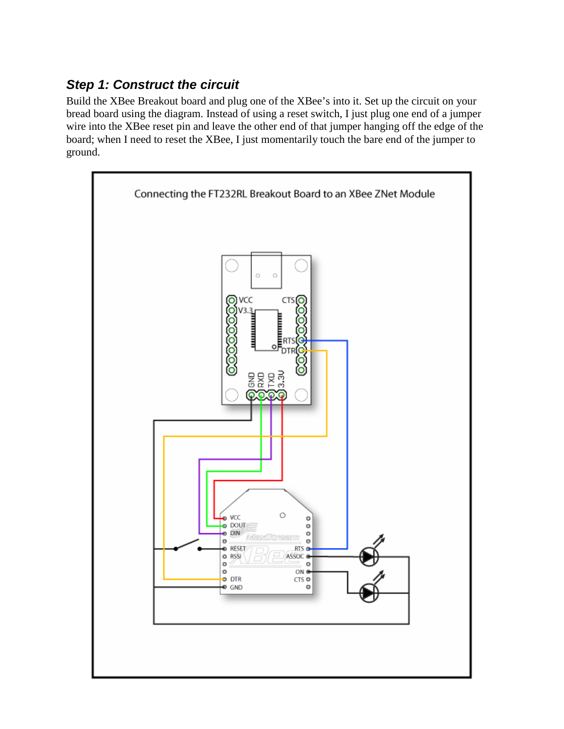### *Step 1: Construct the circuit*

Build the XBee Breakout board and plug one of the XBee's into it. Set up the circuit on your bread board using the diagram. Instead of using a reset switch, I just plug one end of a jumper wire into the XBee reset pin and leave the other end of that jumper hanging off the edge of the board; when I need to reset the XBee, I just momentarily touch the bare end of the jumper to ground.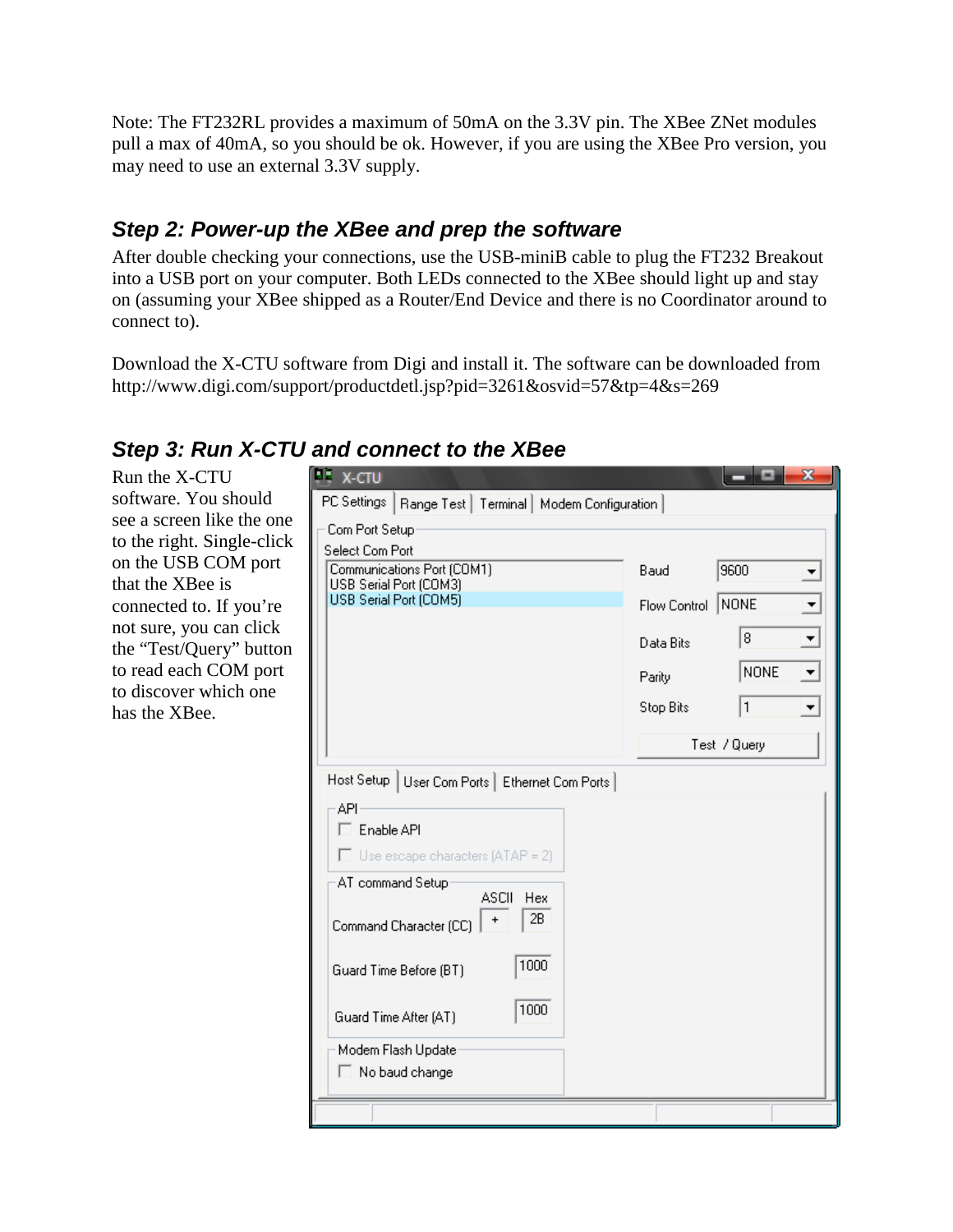Note: The FT232RL provides a maximum of 50mA on the 3.3V pin. The XBee ZNet modules pull a max of 40mA, so you should be ok. However, if you are using the XBee Pro version, you may need to use an external 3.3V supply.

### *Step 2: Power-up the XBee and prep the software*

After double checking your connections, use the USB-miniB cable to plug the FT232 Breakout into a USB port on your computer. Both LEDs connected to the XBee should light up and stay on (assuming your XBee shipped as a Router/End Device and there is no Coordinator around to connect to).

Download the X-CTU software from Digi and install it. The software can be downloaded from http://www.digi.com/support/productdetl.jsp?pid=3261&osvid=57&tp=4&s=269

### *Step 3: Run X-CTU and connect to the XBee*

Run the X-CTU software. You should see a screen like the one to the right. Single-click on the USB COM port that the XBee is connected to. If you're not sure, you can click the "Test/Query" button to read each COM port to discover which one has the XBee.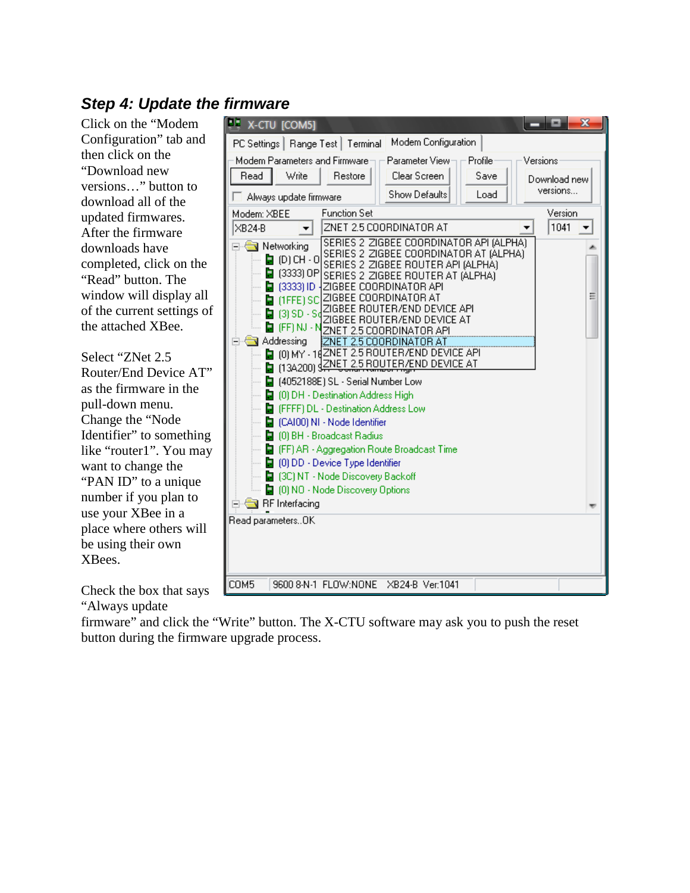## Step 4: Update the firmware

Click on the "Modem Configuration" tab and then click on the "Download new versions…" button to download all of the updated firmwares. After the firmware downloads have completed, click on the "Read" button. The window will display all of the current settings of the attached XBee.

Select "ZNet 2.5 Router/End Device AT" as the firmware in the pull-down menu. Change the "Node Identifier" to something like "router1". You may want to change the "PAN ID" to a unique number if you plan to use your XBee in a place where others will be using their own XBees.

Check the box that says "Always update firmware" and click the "Write" button. The X-CTU software may ask you to push the reset button during the firmware upgrade process.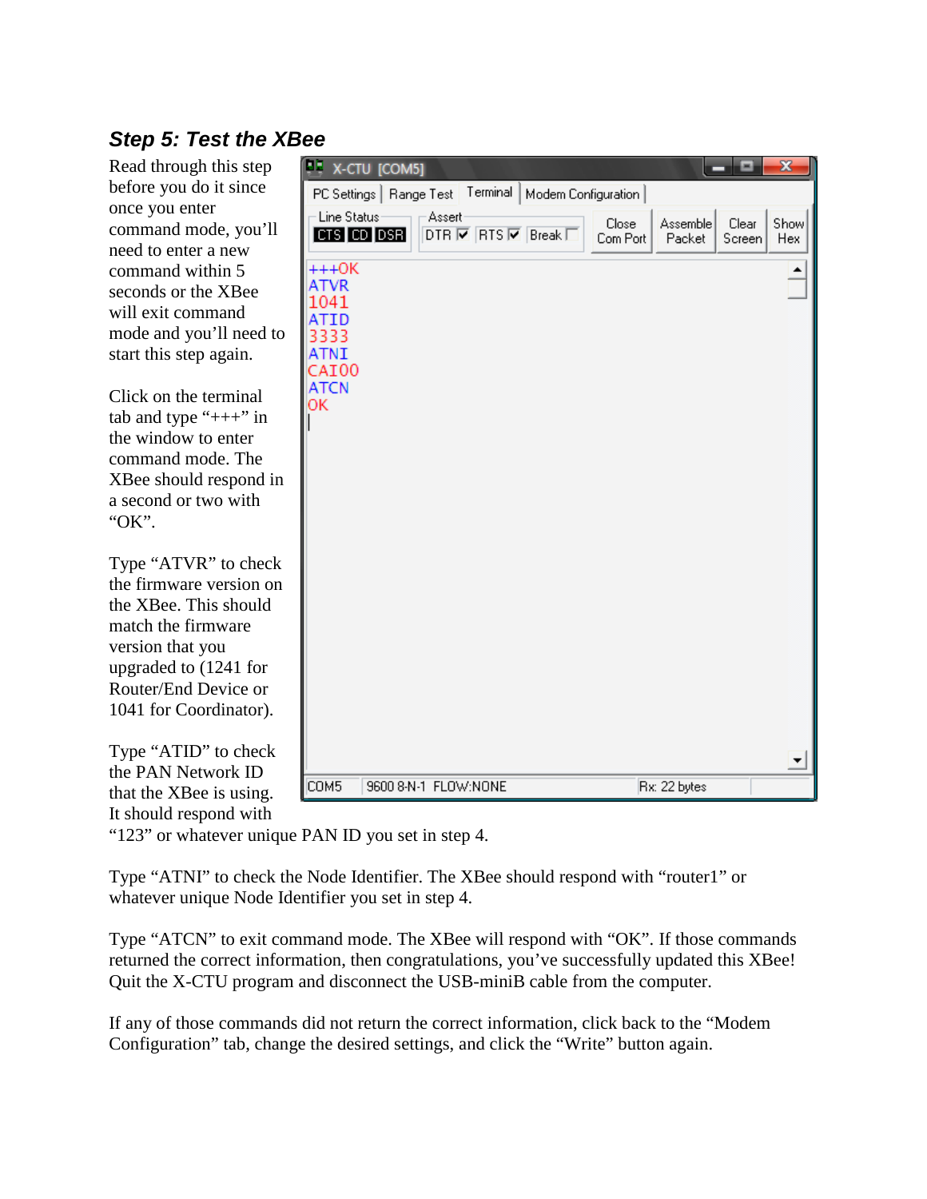### Step 5: Test the XBee

Read through this step before you do it since once you enter command mode, you'll need to enter a new command within 5 seconds or the XBee will exit command mode and you'll need to start this step again.

Click on the terminal tab and type "+++" in the window to enter command mode. The XBee should respond in a second or two with "OK".

Type "ATVR" to check the firmware version on the XBee. This should match the firmware version that you upgraded to (1241 for Router/End Device or 1041 for Coordinator).

Type "ATID" to check the PAN Network ID that the XBee is using. It should respond with "123" or whatever unique PAN ID you set in step 4.

Type "ATNI" to check the Node Identifier. The XBee should respond with "router1" or whatever unique Node Identifier you set in step 4.

Type "ATCN" to exit command mode. The XBee will respond with "OK". If those commands returned the correct information, then congratulations, you've successfully updated this XBee! Quit the X-CTU program and disconnect the USB-miniB cable from the computer.

If any of those commands did not return the correct information, click back to the "Modem Configuration" tab, change the desired settings, and click the "Write" button again.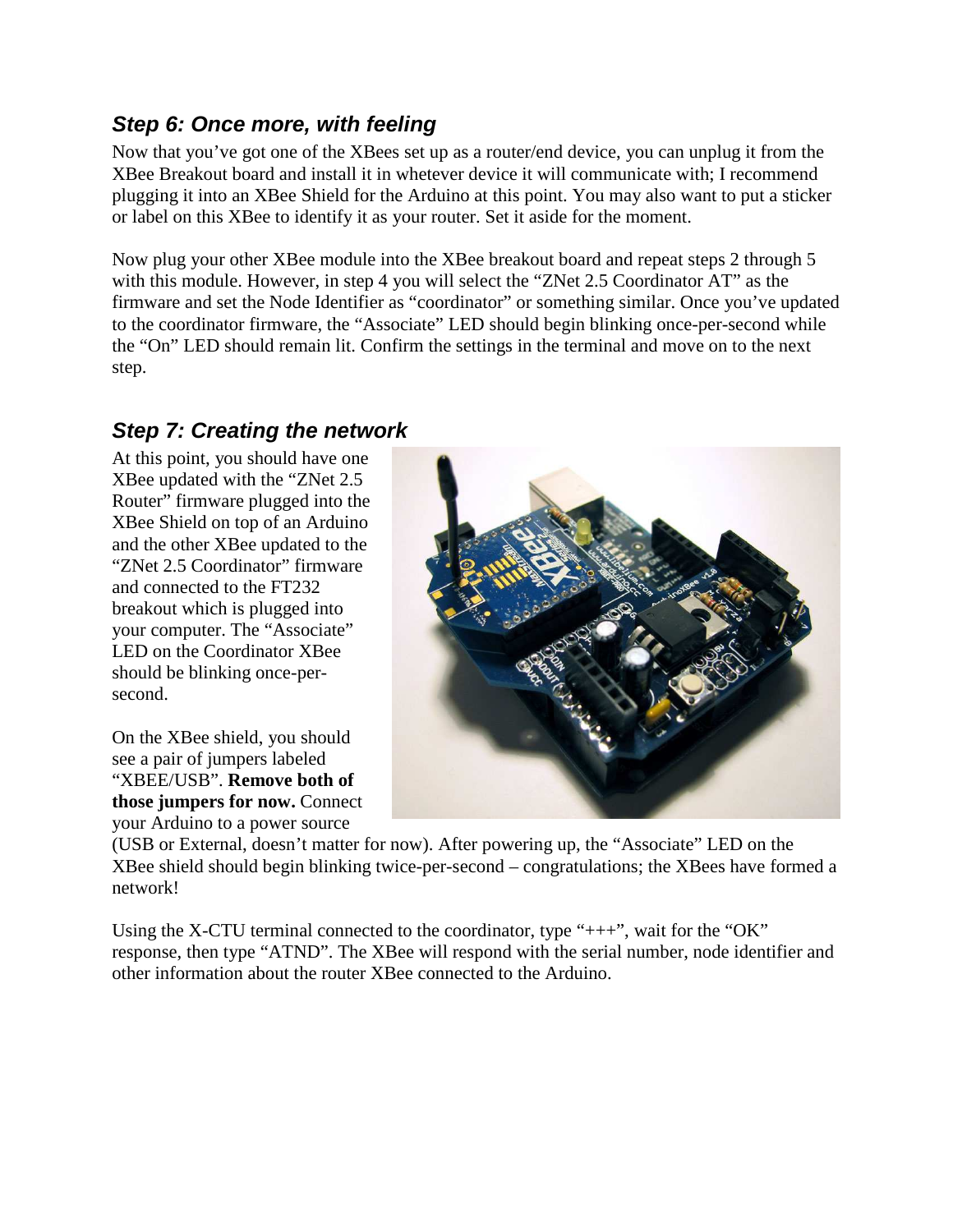### *Step 6: Once more, with feeling*

Now that you've got one of the XBees set up as a router/end device, you can unplug it from the XBee Breakout board and install it in whetever device it will communicate with; I recommend plugging it into an XBee Shield for the Arduino at this point. You may also want to put a sticker or label on this XBee to identify it as your router. Set it aside for the moment.

Now plug your other XBee module into the XBee breakout board and repeat steps 2 through 5 with this module. However, in step 4 you will select the "ZNet 2.5 Coordinator AT" as the firmware and set the Node Identifier as "coordinator" or something similar. Once you've updated to the coordinator firmware, the "Associate" LED should begin blinking once-per-second while the "On" LED should remain lit. Confirm the settings in the terminal and move on to the next step.

### *Step 7: Creating the network*

At this point, you should have one XBee updated with the "ZNet 2.5 Router" firmware plugged into the XBee Shield on top of an Arduino and the other XBee updated to the "ZNet 2.5 Coordinator" firmware and connected to the FT232 breakout which is plugged into your computer. The "Associate" LED on the Coordinator XBee should be blinking once-per-second.

On the XBee shield, you should see a pair of jumpers labeled "XBEE/USB". **Remove both of those jumpers for now.** Connect your Arduino to a power source (USB or External, doesn't matter for now). After powering up, the "Associate" LED on the XBee shield should begin blinking twice-per-second – congratulations; the XBees have formed a network!

Using the X-CTU terminal connected to the coordinator, type "+++", wait for the "OK" response, then type "ATND". The XBee will respond with the serial number, node identifier and other information about the router XBee connected to the Arduino.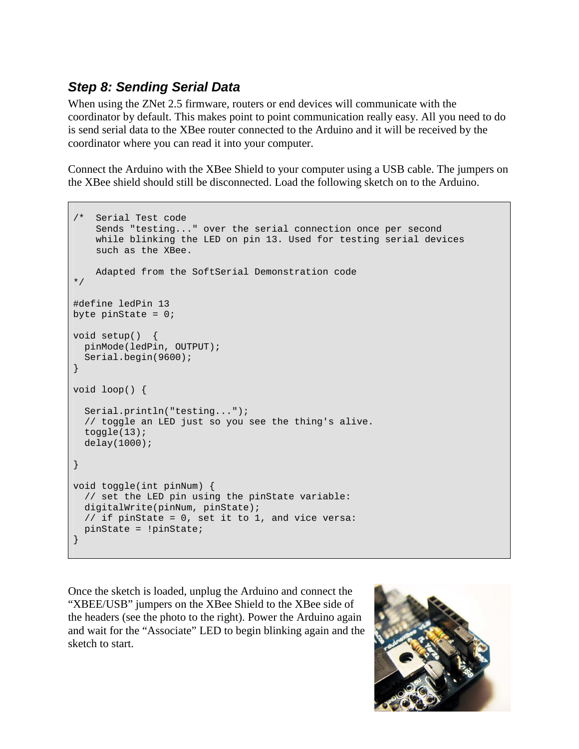### *Step 8: Sending Serial Data*

When using the ZNet 2.5 firmware, routers or end devices will communicate with the coordinator by default. This makes point to point communication really easy. All you need to do is send serial data to the XBee router connected to the Arduino and it will be received by the coordinator where you can read it into your computer.

Connect the Arduino with the XBee Shield to your computer using a USB cable. The jumpers on the XBee shield should still be disconnected. Load the following sketch on to the Arduino.

```
/*  Serial Test code
    Sends "testing..." over the serial connection once per second
    while blinking the LED on pin 13. Used for testing serial devices
    such as the XBee.

    Adapted from the SoftSerial Demonstration code
*/

#define ledPin 13
byte pinState = 0;

void setup()  {
  pinMode(ledPin, OUTPUT);
  Serial.begin(9600);
}

void loop() {

  Serial.println("testing...");
  // toggle an LED just so you see the thing's alive.
  toggle(13);
  delay(1000);

}

void toggle(int pinNum) {
  // set the LED pin using the pinState variable:
  digitalWrite(pinNum, pinState);
  // if pinState = 0, set it to 1, and vice versa:
  pinState = !pinState;
}
```

Once the sketch is loaded, unplug the Arduino and connect the "XBEE/USB" jumpers on the XBee Shield to the XBee side of the headers (see the photo to the right). Power the Arduino again and wait for the "Associate" LED to begin blinking again and the sketch to start.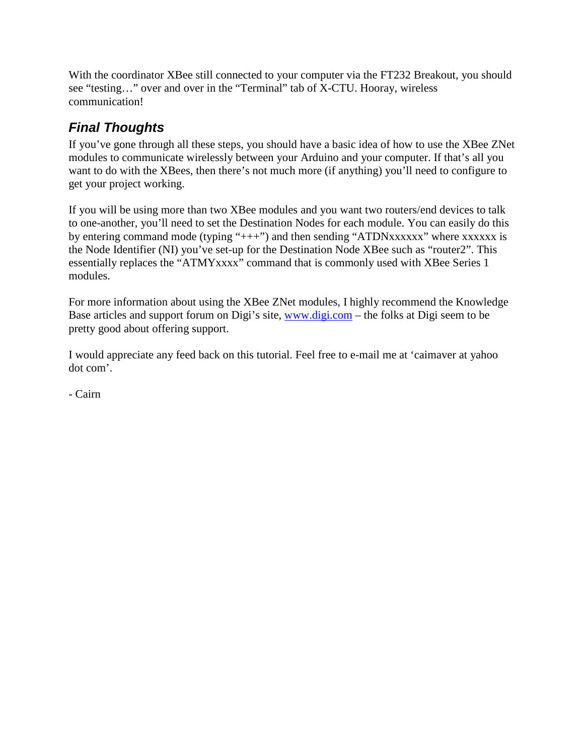With the coordinator XBee still connected to your computer via the FT232 Breakout, you should see “testing…” over and over in the “Terminal” tab of X-CTU. Hooray, wireless communication!

## ***Final Thoughts***

If you’ve gone through all these steps, you should have a basic idea of how to use the XBee ZNet modules to communicate wirelessly between your Arduino and your computer. If that’s all you want to do with the XBees, then there’s not much more (if anything) you’ll need to configure to get your project working.

If you will be using more than two XBee modules and you want two routers/end devices to talk to one-another, you’ll need to set the Destination Nodes for each module. You can easily do this by entering command mode (typing “+++”) and then sending “ATDNxxxxxx” where xxxxxx is the Node Identifier (NI) you’ve set-up for the Destination Node XBee such as “router2”. This essentially replaces the “ATMYxxxx” command that is commonly used with XBee Series 1 modules.

For more information about using the XBee ZNet modules, I highly recommend the Knowledge Base articles and support forum on Digi’s site, [www.digi.com](www.digi.com) – the folks at Digi seem to be pretty good about offering support.

I would appreciate any feed back on this tutorial. Feel free to e-mail me at ‘caimaver at yahoo dot com’.

- Cairn